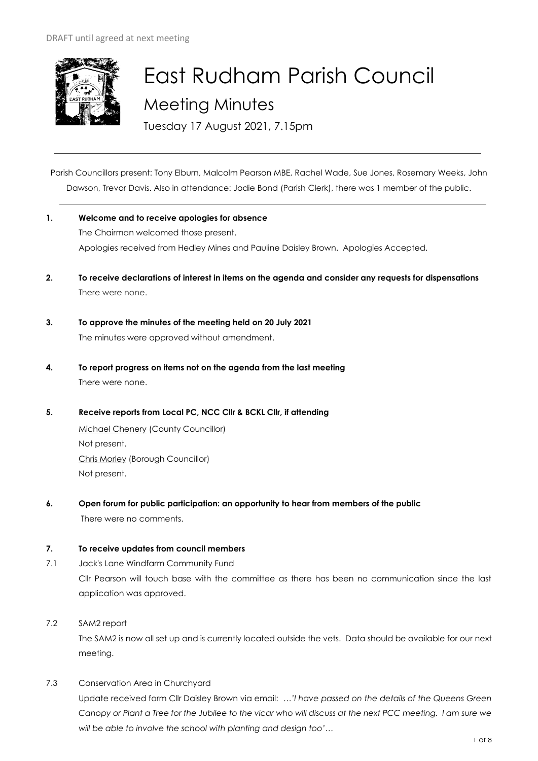DRAFT until agreed at next meeting

# East Rudham Parish Council

## Meeting Minutes

Tuesday 17 August 2021, 7.15pm

---

Parish Councillors present: Tony Elburn, Malcolm Pearson MBE, Rachel Wade, Sue Jones, Rosemary Weeks, John Dawson, Trevor Davis. Also in attendance: Jodie Bond (Parish Clerk), there was 1 member of the public.

---

**1. Welcome and to receive apologies for absence**

The Chairman welcomed those present.

Apologies received from Hedley Mines and Pauline Daisley Brown. Apologies Accepted.

**2. To receive declarations of interest in items on the agenda and consider any requests for dispensations**

There were none.

**3. To approve the minutes of the meeting held on 20 July 2021**

The minutes were approved without amendment.

**4. To report progress on items not on the agenda from the last meeting**

There were none.

**5. Receive reports from Local PC, NCC Cllr & BCKL Cllr, if attending**

Michael Chenery (County Councillor)
Not present.

Chris Morley (Borough Councillor)
Not present.

**6. Open forum for public participation: an opportunity to hear from members of the public**

There were no comments.

**7. To receive updates from council members**

7.1 Jack's Lane Windfarm Community Fund

Cllr Pearson will touch base with the committee as there has been no communication since the last application was approved.

7.2 SAM2 report

The SAM2 is now all set up and is currently located outside the vets. Data should be available for our next meeting.

7.3 Conservation Area in Churchyard

Update received form Cllr Daisley Brown via email: *…'I have passed on the details of the Queens Green Canopy or Plant a Tree for the Jubilee to the vicar who will discuss at the next PCC meeting. I am sure we will be able to involve the school with planting and design too'…*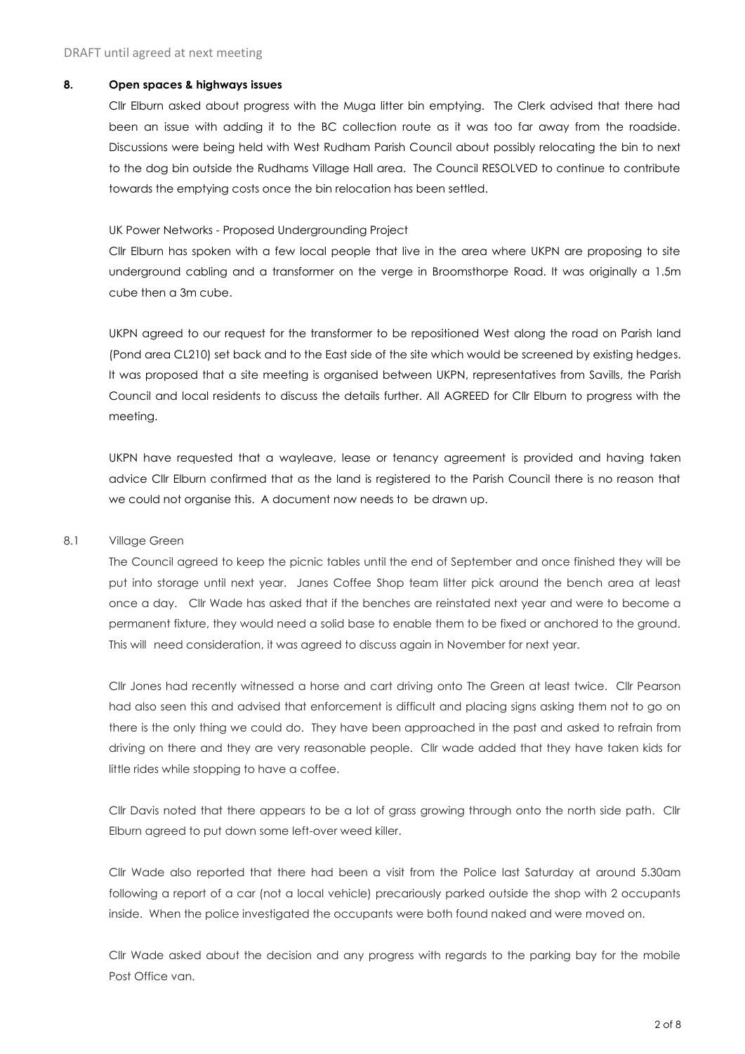DRAFT until agreed at next meeting

**8. Open spaces & highways issues**

Cllr Elburn asked about progress with the Muga litter bin emptying. The Clerk advised that there had been an issue with adding it to the BC collection route as it was too far away from the roadside. Discussions were being held with West Rudham Parish Council about possibly relocating the bin to next to the dog bin outside the Rudhams Village Hall area. The Council RESOLVED to continue to contribute towards the emptying costs once the bin relocation has been settled.

UK Power Networks - Proposed Undergrounding Project

Cllr Elburn has spoken with a few local people that live in the area where UKPN are proposing to site underground cabling and a transformer on the verge in Broomsthorpe Road. It was originally a 1.5m cube then a 3m cube.

UKPN agreed to our request for the transformer to be repositioned West along the road on Parish land (Pond area CL210) set back and to the East side of the site which would be screened by existing hedges. It was proposed that a site meeting is organised between UKPN, representatives from Savills, the Parish Council and local residents to discuss the details further. All AGREED for Cllr Elburn to progress with the meeting.

UKPN have requested that a wayleave, lease or tenancy agreement is provided and having taken advice Cllr Elburn confirmed that as the land is registered to the Parish Council there is no reason that we could not organise this. A document now needs to be drawn up.

8.1 Village Green

The Council agreed to keep the picnic tables until the end of September and once finished they will be put into storage until next year. Janes Coffee Shop team litter pick around the bench area at least once a day. Cllr Wade has asked that if the benches are reinstated next year and were to become a permanent fixture, they would need a solid base to enable them to be fixed or anchored to the ground. This will need consideration, it was agreed to discuss again in November for next year.

Cllr Jones had recently witnessed a horse and cart driving onto The Green at least twice. Cllr Pearson had also seen this and advised that enforcement is difficult and placing signs asking them not to go on there is the only thing we could do. They have been approached in the past and asked to refrain from driving on there and they are very reasonable people. Cllr wade added that they have taken kids for little rides while stopping to have a coffee.

Cllr Davis noted that there appears to be a lot of grass growing through onto the north side path. Cllr Elburn agreed to put down some left-over weed killer.

Cllr Wade also reported that there had been a visit from the Police last Saturday at around 5.30am following a report of a car (not a local vehicle) precariously parked outside the shop with 2 occupants inside. When the police investigated the occupants were both found naked and were moved on.

Cllr Wade asked about the decision and any progress with regards to the parking bay for the mobile Post Office van.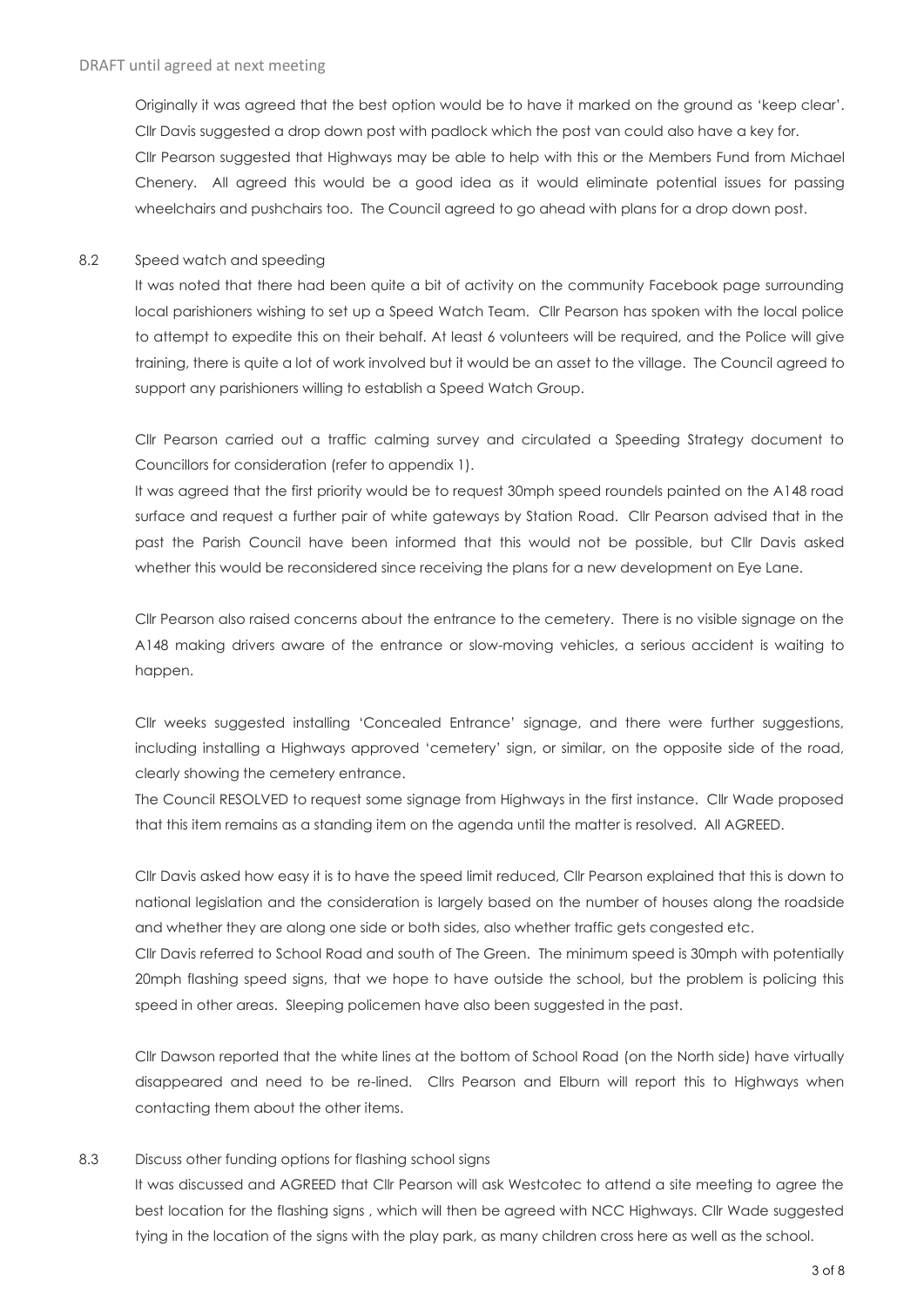Originally it was agreed that the best option would be to have it marked on the ground as 'keep clear'. Cllr Davis suggested a drop down post with padlock which the post van could also have a key for. Cllr Pearson suggested that Highways may be able to help with this or the Members Fund from Michael Chenery. All agreed this would be a good idea as it would eliminate potential issues for passing wheelchairs and pushchairs too. The Council agreed to go ahead with plans for a drop down post.

8.2 Speed watch and speeding

It was noted that there had been quite a bit of activity on the community Facebook page surrounding local parishioners wishing to set up a Speed Watch Team. Cllr Pearson has spoken with the local police to attempt to expedite this on their behalf. At least 6 volunteers will be required, and the Police will give training, there is quite a lot of work involved but it would be an asset to the village. The Council agreed to support any parishioners willing to establish a Speed Watch Group.

Cllr Pearson carried out a traffic calming survey and circulated a Speeding Strategy document to Councillors for consideration (refer to appendix 1).

It was agreed that the first priority would be to request 30mph speed roundels painted on the A148 road surface and request a further pair of white gateways by Station Road. Cllr Pearson advised that in the past the Parish Council have been informed that this would not be possible, but Cllr Davis asked whether this would be reconsidered since receiving the plans for a new development on Eye Lane.

Cllr Pearson also raised concerns about the entrance to the cemetery. There is no visible signage on the A148 making drivers aware of the entrance or slow-moving vehicles, a serious accident is waiting to happen.

Cllr weeks suggested installing 'Concealed Entrance' signage, and there were further suggestions, including installing a Highways approved 'cemetery' sign, or similar, on the opposite side of the road, clearly showing the cemetery entrance.

The Council RESOLVED to request some signage from Highways in the first instance. Cllr Wade proposed that this item remains as a standing item on the agenda until the matter is resolved. All AGREED.

Cllr Davis asked how easy it is to have the speed limit reduced, Cllr Pearson explained that this is down to national legislation and the consideration is largely based on the number of houses along the roadside and whether they are along one side or both sides, also whether traffic gets congested etc.

Cllr Davis referred to School Road and south of The Green. The minimum speed is 30mph with potentially 20mph flashing speed signs, that we hope to have outside the school, but the problem is policing this speed in other areas. Sleeping policemen have also been suggested in the past.

Cllr Dawson reported that the white lines at the bottom of School Road (on the North side) have virtually disappeared and need to be re-lined. Cllrs Pearson and Elburn will report this to Highways when contacting them about the other items.

8.3 Discuss other funding options for flashing school signs

It was discussed and AGREED that Cllr Pearson will ask Westcotec to attend a site meeting to agree the best location for the flashing signs , which will then be agreed with NCC Highways. Cllr Wade suggested tying in the location of the signs with the play park, as many children cross here as well as the school.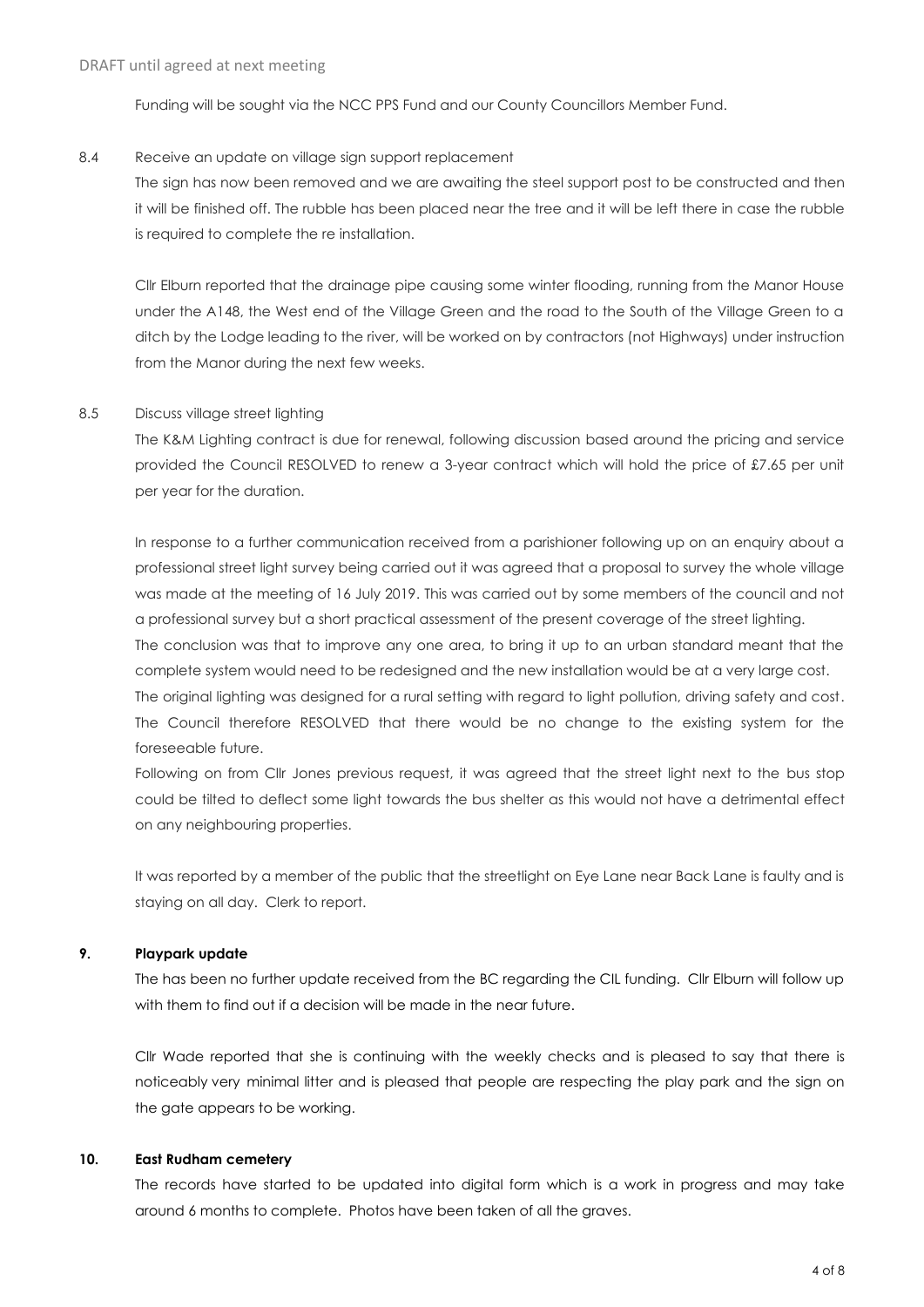Funding will be sought via the NCC PPS Fund and our County Councillors Member Fund.

8.4 Receive an update on village sign support replacement

The sign has now been removed and we are awaiting the steel support post to be constructed and then it will be finished off. The rubble has been placed near the tree and it will be left there in case the rubble is required to complete the re installation.

Cllr Elburn reported that the drainage pipe causing some winter flooding, running from the Manor House under the A148, the West end of the Village Green and the road to the South of the Village Green to a ditch by the Lodge leading to the river, will be worked on by contractors (not Highways) under instruction from the Manor during the next few weeks.

8.5 Discuss village street lighting

The K&M Lighting contract is due for renewal, following discussion based around the pricing and service provided the Council RESOLVED to renew a 3-year contract which will hold the price of £7.65 per unit per year for the duration.

In response to a further communication received from a parishioner following up on an enquiry about a professional street light survey being carried out it was agreed that a proposal to survey the whole village was made at the meeting of 16 July 2019. This was carried out by some members of the council and not a professional survey but a short practical assessment of the present coverage of the street lighting.

The conclusion was that to improve any one area, to bring it up to an urban standard meant that the complete system would need to be redesigned and the new installation would be at a very large cost.

The original lighting was designed for a rural setting with regard to light pollution, driving safety and cost. The Council therefore RESOLVED that there would be no change to the existing system for the foreseeable future.

Following on from Cllr Jones previous request, it was agreed that the street light next to the bus stop could be tilted to deflect some light towards the bus shelter as this would not have a detrimental effect on any neighbouring properties.

It was reported by a member of the public that the streetlight on Eye Lane near Back Lane is faulty and is staying on all day. Clerk to report.

## 9. Playpark update

The has been no further update received from the BC regarding the CIL funding. Cllr Elburn will follow up with them to find out if a decision will be made in the near future.

Cllr Wade reported that she is continuing with the weekly checks and is pleased to say that there is noticeably very minimal litter and is pleased that people are respecting the play park and the sign on the gate appears to be working.

## 10. East Rudham cemetery

The records have started to be updated into digital form which is a work in progress and may take around 6 months to complete. Photos have been taken of all the graves.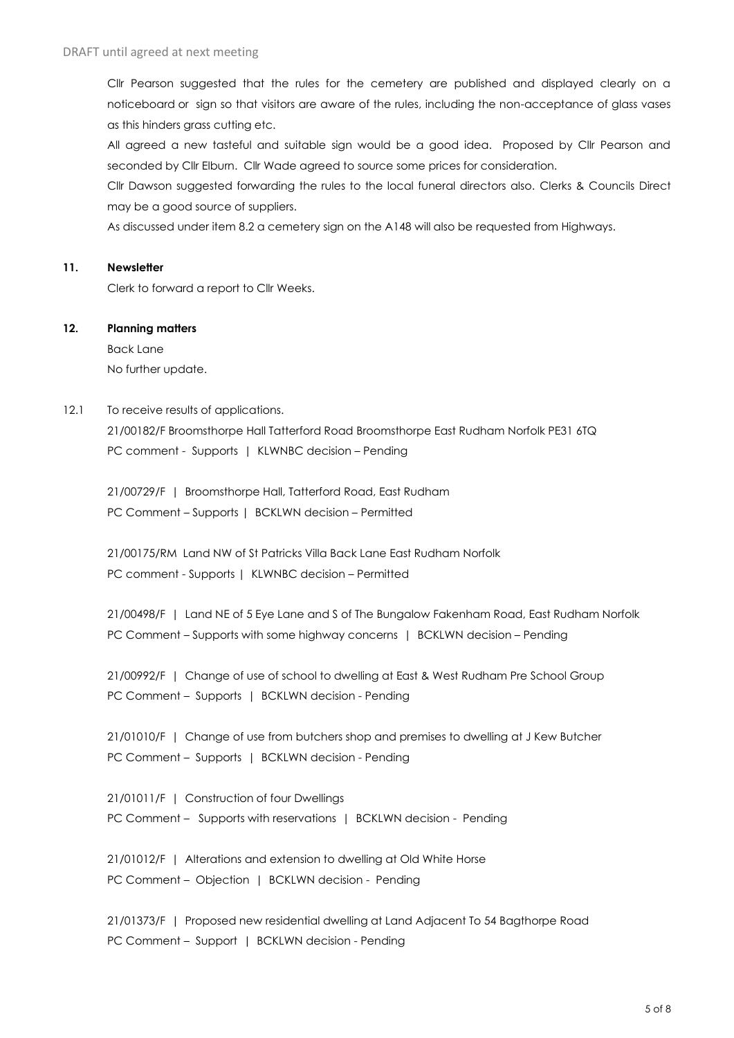Cllr Pearson suggested that the rules for the cemetery are published and displayed clearly on a noticeboard or sign so that visitors are aware of the rules, including the non-acceptance of glass vases as this hinders grass cutting etc.

All agreed a new tasteful and suitable sign would be a good idea. Proposed by Cllr Pearson and seconded by Cllr Elburn. Cllr Wade agreed to source some prices for consideration.

Cllr Dawson suggested forwarding the rules to the local funeral directors also. Clerks & Councils Direct may be a good source of suppliers.

As discussed under item 8.2 a cemetery sign on the A148 will also be requested from Highways.

**11. Newsletter**

Clerk to forward a report to Cllr Weeks.

**12. Planning matters**

Back Lane

No further update.

12.1 To receive results of applications.

21/00182/F Broomsthorpe Hall Tatterford Road Broomsthorpe East Rudham Norfolk PE31 6TQ
PC comment - Supports | KLWNBC decision – Pending

21/00729/F | Broomsthorpe Hall, Tatterford Road, East Rudham
PC Comment – Supports | BCKLWN decision – Permitted

21/00175/RM Land NW of St Patricks Villa Back Lane East Rudham Norfolk
PC comment - Supports | KLWNBC decision – Permitted

21/00498/F | Land NE of 5 Eye Lane and S of The Bungalow Fakenham Road, East Rudham Norfolk
PC Comment – Supports with some highway concerns | BCKLWN decision – Pending

21/00992/F | Change of use of school to dwelling at East & West Rudham Pre School Group
PC Comment – Supports | BCKLWN decision - Pending

21/01010/F | Change of use from butchers shop and premises to dwelling at J Kew Butcher
PC Comment – Supports | BCKLWN decision - Pending

21/01011/F | Construction of four Dwellings
PC Comment – Supports with reservations | BCKLWN decision - Pending

21/01012/F | Alterations and extension to dwelling at Old White Horse
PC Comment – Objection | BCKLWN decision - Pending

21/01373/F | Proposed new residential dwelling at Land Adjacent To 54 Bagthorpe Road
PC Comment – Support | BCKLWN decision - Pending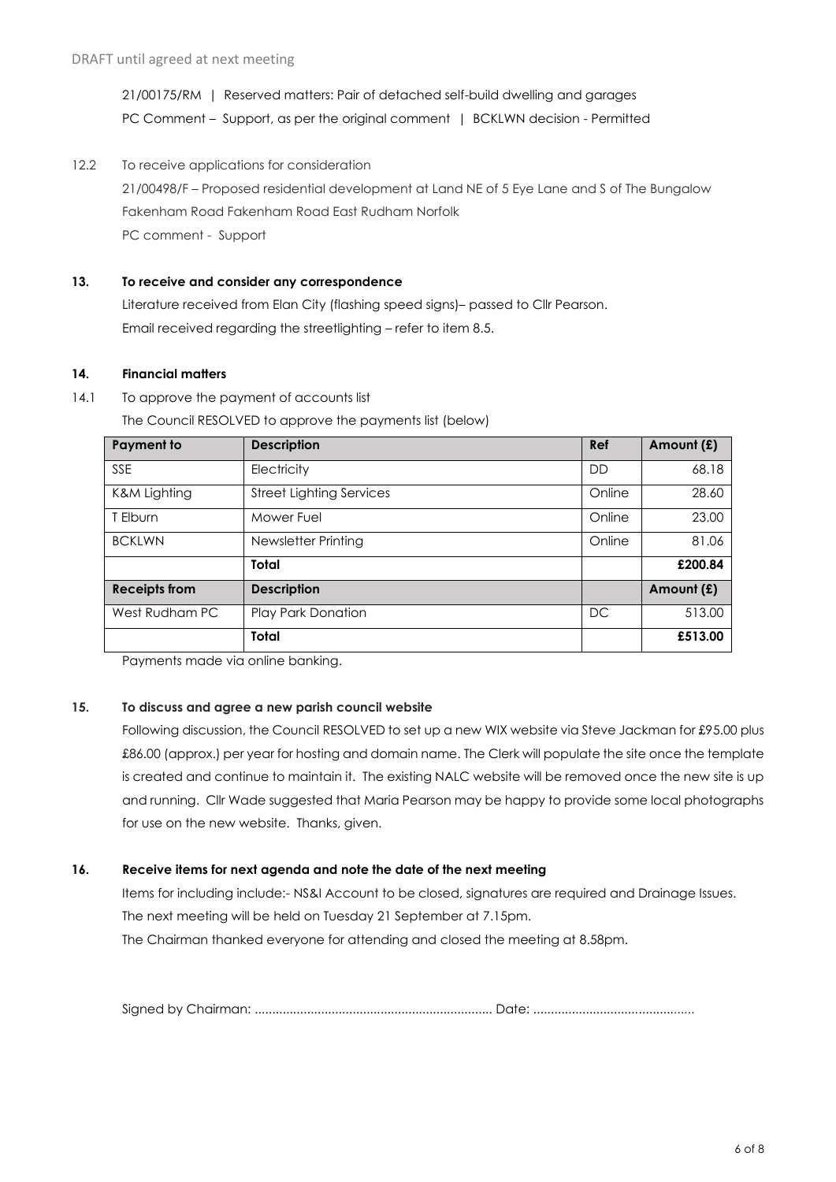DRAFT until agreed at next meeting

21/00175/RM | Reserved matters: Pair of detached self-build dwelling and garages
PC Comment – Support, as per the original comment | BCKLWN decision - Permitted

12.2 To receive applications for consideration

21/00498/F – Proposed residential development at Land NE of 5 Eye Lane and S of The Bungalow Fakenham Road Fakenham Road East Rudham Norfolk
PC comment - Support

**13. To receive and consider any correspondence**

Literature received from Elan City (flashing speed signs)– passed to Cllr Pearson.
Email received regarding the streetlighting – refer to item 8.5.

**14. Financial matters**

14.1 To approve the payment of accounts list

The Council RESOLVED to approve the payments list (below)

| Payment to | Description | Ref | Amount (£) |
|---|---|---|---|
| SSE | Electricity | DD | 68.18 |
| K&M Lighting | Street Lighting Services | Online | 28.60 |
| T Elburn | Mower Fuel | Online | 23.00 |
| BCKLWN | Newsletter Printing | Online | 81.06 |
| | **Total** | | **£200.84** |
| **Receipts from** | **Description** | | **Amount (£)** |
| West Rudham PC | Play Park Donation | DC | 513.00 |
| | **Total** | | **£513.00** |

Payments made via online banking.

**15. To discuss and agree a new parish council website**

Following discussion, the Council RESOLVED to set up a new WIX website via Steve Jackman for £95.00 plus £86.00 (approx.) per year for hosting and domain name. The Clerk will populate the site once the template is created and continue to maintain it. The existing NALC website will be removed once the new site is up and running. Cllr Wade suggested that Maria Pearson may be happy to provide some local photographs for use on the new website. Thanks, given.

**16. Receive items for next agenda and note the date of the next meeting**

Items for including include:- NS&I Account to be closed, signatures are required and Drainage Issues.
The next meeting will be held on Tuesday 21 September at 7.15pm.
The Chairman thanked everyone for attending and closed the meeting at 8.58pm.

Signed by Chairman: .................................................................... Date: .............................................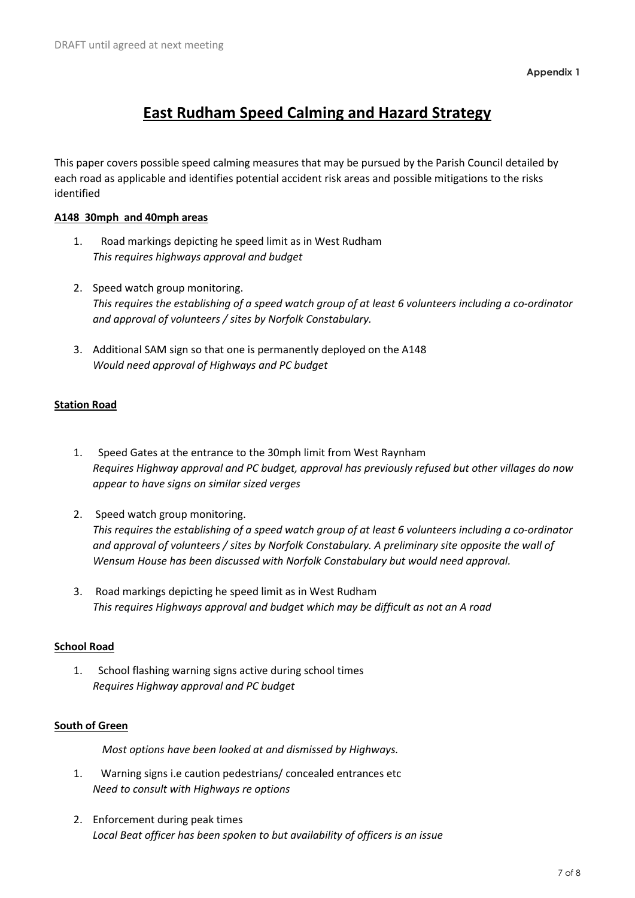DRAFT until agreed at next meeting

**Appendix 1**

# East Rudham Speed Calming and Hazard Strategy

This paper covers possible speed calming measures that may be pursued by the Parish Council detailed by each road as applicable and identifies potential accident risk areas and possible mitigations to the risks identified

**A148 30mph and 40mph areas**

1. Road markings depicting he speed limit as in West Rudham
   *This requires highways approval and budget*

2. Speed watch group monitoring.
   *This requires the establishing of a speed watch group of at least 6 volunteers including a co-ordinator and approval of volunteers / sites by Norfolk Constabulary.*

3. Additional SAM sign so that one is permanently deployed on the A148
   *Would need approval of Highways and PC budget*

**Station Road**

1. Speed Gates at the entrance to the 30mph limit from West Raynham
   *Requires Highway approval and PC budget, approval has previously refused but other villages do now appear to have signs on similar sized verges*

2. Speed watch group monitoring.
   *This requires the establishing of a speed watch group of at least 6 volunteers including a co-ordinator and approval of volunteers / sites by Norfolk Constabulary. A preliminary site opposite the wall of Wensum House has been discussed with Norfolk Constabulary but would need approval.*

3. Road markings depicting he speed limit as in West Rudham
   *This requires Highways approval and budget which may be difficult as not an A road*

**School Road**

1. School flashing warning signs active during school times
   *Requires Highway approval and PC budget*

**South of Green**

*Most options have been looked at and dismissed by Highways.*

1. Warning signs i.e caution pedestrians/ concealed entrances etc
   *Need to consult with Highways re options*

2. Enforcement during peak times
   *Local Beat officer has been spoken to but availability of officers is an issue*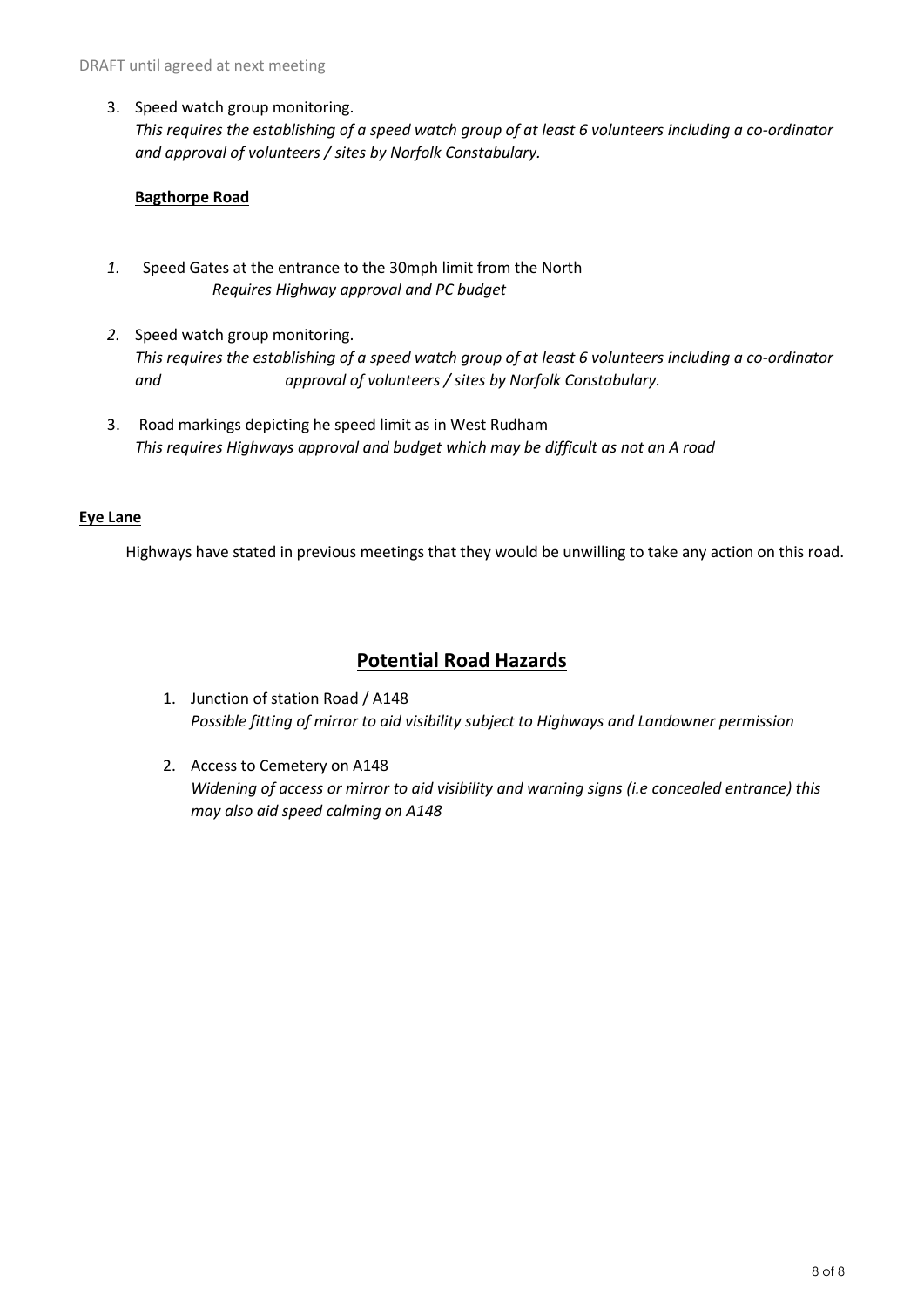3. Speed watch group monitoring.
   *This requires the establishing of a speed watch group of at least 6 volunteers including a co-ordinator and approval of volunteers / sites by Norfolk Constabulary.*

**Bagthorpe Road**

1. Speed Gates at the entrance to the 30mph limit from the North
   *Requires Highway approval and PC budget*

2. Speed watch group monitoring.
   *This requires the establishing of a speed watch group of at least 6 volunteers including a co-ordinator and approval of volunteers / sites by Norfolk Constabulary.*

3. Road markings depicting he speed limit as in West Rudham
   *This requires Highways approval and budget which may be difficult as not an A road*

**Eye Lane**

Highways have stated in previous meetings that they would be unwilling to take any action on this road.

## Potential Road Hazards

1. Junction of station Road / A148
   *Possible fitting of mirror to aid visibility subject to Highways and Landowner permission*

2. Access to Cemetery on A148
   *Widening of access or mirror to aid visibility and warning signs (i.e concealed entrance) this may also aid speed calming on A148*